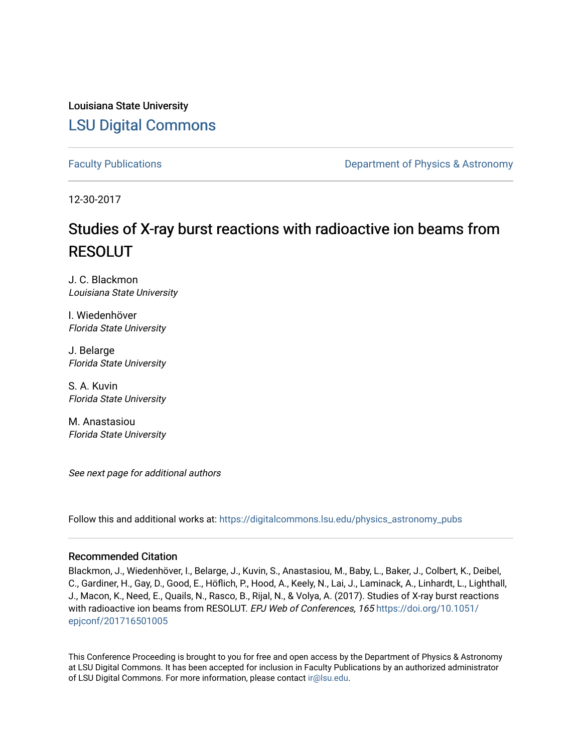Louisiana State University

## LSU Digital Commons

Faculty Publications | Department of Physics & Astronomy

12-30-2017

# Studies of X-ray burst reactions with radioactive ion beams from RESOLUT

J. C. Blackmon
*Louisiana State University*

I. Wiedenhöver
*Florida State University*

J. Belarge
*Florida State University*

S. A. Kuvin
*Florida State University*

M. Anastasiou
*Florida State University*

*See next page for additional authors*

Follow this and additional works at: https://digitalcommons.lsu.edu/physics_astronomy_pubs

### Recommended Citation

Blackmon, J., Wiedenhöver, I., Belarge, J., Kuvin, S., Anastasiou, M., Baby, L., Baker, J., Colbert, K., Deibel, C., Gardiner, H., Gay, D., Good, E., Höflich, P., Hood, A., Keely, N., Lai, J., Laminack, A., Linhardt, L., Lighthall, J., Macon, K., Need, E., Quails, N., Rasco, B., Rijal, N., & Volya, A. (2017). Studies of X-ray burst reactions with radioactive ion beams from RESOLUT. *EPJ Web of Conferences, 165* https://doi.org/10.1051/epjconf/201716501005

This Conference Proceeding is brought to you for free and open access by the Department of Physics & Astronomy at LSU Digital Commons. It has been accepted for inclusion in Faculty Publications by an authorized administrator of LSU Digital Commons. For more information, please contact ir@lsu.edu.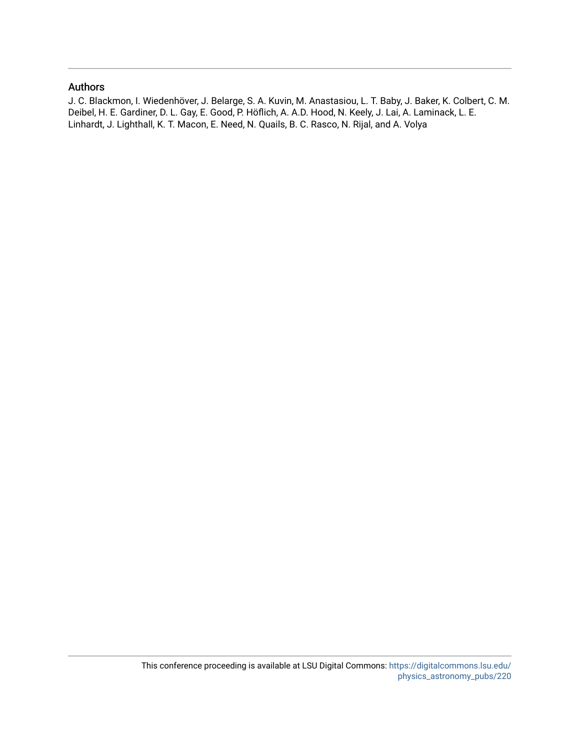## Authors

J. C. Blackmon, I. Wiedenhöver, J. Belarge, S. A. Kuvin, M. Anastasiou, L. T. Baby, J. Baker, K. Colbert, C. M. Deibel, H. E. Gardiner, D. L. Gay, E. Good, P. Höflich, A. A.D. Hood, N. Keely, J. Lai, A. Laminack, L. E. Linhardt, J. Lighthall, K. T. Macon, E. Need, N. Quails, B. C. Rasco, N. Rijal, and A. Volya

This conference proceeding is available at LSU Digital Commons: https://digitalcommons.lsu.edu/physics_astronomy_pubs/220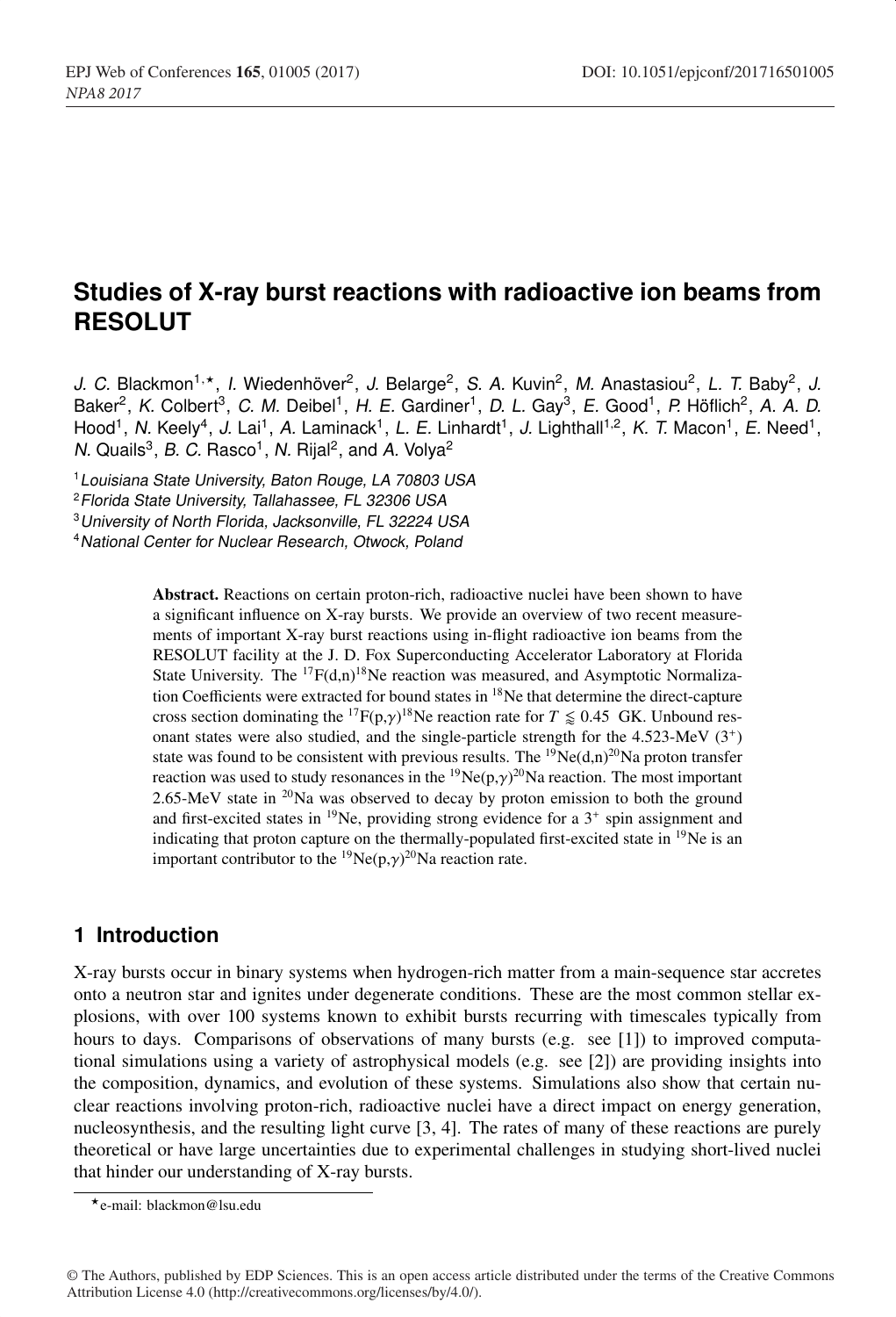# Studies of X-ray burst reactions with radioactive ion beams from RESOLUT

*J. C.* Blackmon[1,⋆], *I.* Wiedenhöver[2], *J.* Belarge[2], *S. A.* Kuvin[2], *M.* Anastasiou[2], *L. T.* Baby[2], *J.* Baker[2], *K.* Colbert[3], *C. M.* Deibel[1], *H. E.* Gardiner[1], *D. L.* Gay[3], *E.* Good[1], *P.* Höflich[2], *A. A. D.* Hood[1], *N.* Keely[4], *J.* Lai[1], *A.* Laminack[1], *L. E.* Linhardt[1], *J.* Lighthall[1,2], *K. T.* Macon[1], *E.* Need[1], *N.* Quails[3], *B. C.* Rasco[1], *N.* Rijal[2], and *A.* Volya[2]

[1] *Louisiana State University, Baton Rouge, LA 70803 USA*
[2] *Florida State University, Tallahassee, FL 32306 USA*
[3] *University of North Florida, Jacksonville, FL 32224 USA*
[4] *National Center for Nuclear Research, Otwock, Poland*

**Abstract.** Reactions on certain proton-rich, radioactive nuclei have been shown to have a significant influence on X-ray bursts. We provide an overview of two recent measurements of important X-ray burst reactions using in-flight radioactive ion beams from the RESOLUT facility at the J. D. Fox Superconducting Accelerator Laboratory at Florida State University. The $^{17}$F(d,n)$^{18}$Ne reaction was measured, and Asymptotic Normalization Coefficients were extracted for bound states in $^{18}$Ne that determine the direct-capture cross section dominating the $^{17}$F(p,$\gamma$)$^{18}$Ne reaction rate for $T \lessapprox 0.45$ GK. Unbound resonant states were also studied, and the single-particle strength for the 4.523-MeV ($3^+$) state was found to be consistent with previous results. The $^{19}$Ne(d,n)$^{20}$Na proton transfer reaction was used to study resonances in the $^{19}$Ne(p,$\gamma$)$^{20}$Na reaction. The most important 2.65-MeV state in $^{20}$Na was observed to decay by proton emission to both the ground and first-excited states in $^{19}$Ne, providing strong evidence for a $3^+$ spin assignment and indicating that proton capture on the thermally-populated first-excited state in $^{19}$Ne is an important contributor to the $^{19}$Ne(p,$\gamma$)$^{20}$Na reaction rate.

## 1 Introduction

X-ray bursts occur in binary systems when hydrogen-rich matter from a main-sequence star accretes onto a neutron star and ignites under degenerate conditions. These are the most common stellar explosions, with over 100 systems known to exhibit bursts recurring with timescales typically from hours to days. Comparisons of observations of many bursts (e.g. see [1]) to improved computational simulations using a variety of astrophysical models (e.g. see [2]) are providing insights into the composition, dynamics, and evolution of these systems. Simulations also show that certain nuclear reactions involving proton-rich, radioactive nuclei have a direct impact on energy generation, nucleosynthesis, and the resulting light curve [3, 4]. The rates of many of these reactions are purely theoretical or have large uncertainties due to experimental challenges in studying short-lived nuclei that hinder our understanding of X-ray bursts.

⋆e-mail: blackmon@lsu.edu

© The Authors, published by EDP Sciences. This is an open access article distributed under the terms of the Creative Commons Attribution License 4.0 (http://creativecommons.org/licenses/by/4.0/).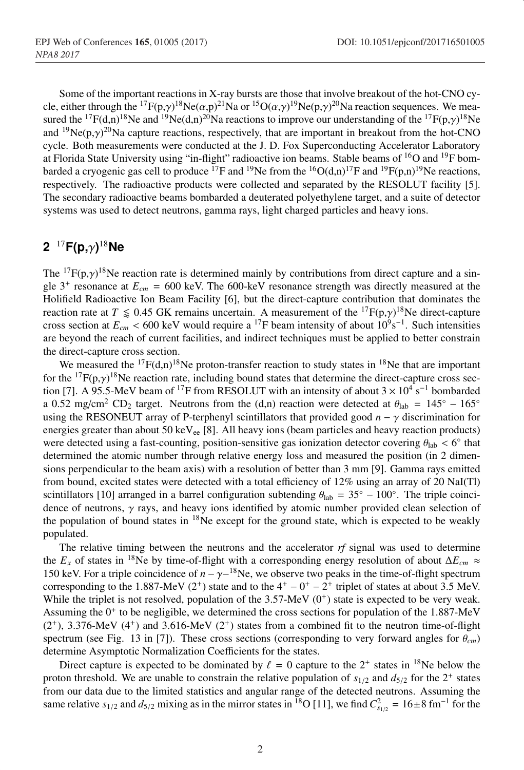Some of the important reactions in X-ray bursts are those that involve breakout of the hot-CNO cycle, either through the $^{17}$F(p,$\gamma$)$^{18}$Ne($\alpha$,p)$^{21}$Na or $^{15}$O($\alpha$,$\gamma$)$^{19}$Ne(p,$\gamma$)$^{20}$Na reaction sequences. We measured the $^{17}$F(d,n)$^{18}$Ne and $^{19}$Ne(d,n)$^{20}$Na reactions to improve our understanding of the $^{17}$F(p,$\gamma$)$^{18}$Ne and $^{19}$Ne(p,$\gamma$)$^{20}$Na capture reactions, respectively, that are important in breakout from the hot-CNO cycle. Both measurements were conducted at the J. D. Fox Superconducting Accelerator Laboratory at Florida State University using "in-flight" radioactive ion beams. Stable beams of $^{16}$O and $^{19}$F bombarded a cryogenic gas cell to produce $^{17}$F and $^{19}$Ne from the $^{16}$O(d,n)$^{17}$F and $^{19}$F(p,n)$^{19}$Ne reactions, respectively. The radioactive products were collected and separated by the RESOLUT facility [5]. The secondary radioactive beams bombarded a deuterated polyethylene target, and a suite of detector systems was used to detect neutrons, gamma rays, light charged particles and heavy ions.

## 2 $^{17}$F(p,$\gamma$)$^{18}$Ne

The $^{17}$F(p,$\gamma$)$^{18}$Ne reaction rate is determined mainly by contributions from direct capture and a single $3^+$ resonance at $E_{cm}$ = 600 keV. The 600-keV resonance strength was directly measured at the Holifield Radioactive Ion Beam Facility [6], but the direct-capture contribution that dominates the reaction rate at $T \lessapprox 0.45$ GK remains uncertain. A measurement of the $^{17}$F(p,$\gamma$)$^{18}$Ne direct-capture cross section at $E_{cm} < 600$ keV would require a $^{17}$F beam intensity of about $10^9$s$^{-1}$. Such intensities are beyond the reach of current facilities, and indirect techniques must be applied to better constrain the direct-capture cross section.

We measured the $^{17}$F(d,n)$^{18}$Ne proton-transfer reaction to study states in $^{18}$Ne that are important for the $^{17}$F(p,$\gamma$)$^{18}$Ne reaction rate, including bound states that determine the direct-capture cross section [7]. A 95.5-MeV beam of $^{17}$F from RESOLUT with an intensity of about $3 \times 10^4$ s$^{-1}$ bombarded a 0.52 mg/cm$^2$ CD$_2$ target. Neutrons from the (d,n) reaction were detected at $\theta_{\rm lab} = 145^\circ - 165^\circ$ using the RESONEUT array of P-terphenyl scintillators that provided good $n-\gamma$ discrimination for energies greater than about 50 keV$_{\rm ee}$ [8]. All heavy ions (beam particles and heavy reaction products) were detected using a fast-counting, position-sensitive gas ionization detector covering $\theta_{\rm lab} < 6^\circ$ that determined the atomic number through relative energy loss and measured the position (in 2 dimensions perpendicular to the beam axis) with a resolution of better than 3 mm [9]. Gamma rays emitted from bound, excited states were detected with a total efficiency of 12% using an array of 20 NaI(Tl) scintillators [10] arranged in a barrel configuration subtending $\theta_{\rm lab} = 35^\circ - 100^\circ$. The triple coincidence of neutrons, $\gamma$ rays, and heavy ions identified by atomic number provided clean selection of the population of bound states in $^{18}$Ne except for the ground state, which is expected to be weakly populated.

The relative timing between the neutrons and the accelerator *rf* signal was used to determine the $E_x$ of states in $^{18}$Ne by time-of-flight with a corresponding energy resolution of about $\Delta E_{cm} \approx$ 150 keV. For a triple coincidence of $n-\gamma-^{18}$Ne, we observe two peaks in the time-of-flight spectrum corresponding to the 1.887-MeV ($2^+$) state and to the $4^+ - 0^+ - 2^+$ triplet of states at about 3.5 MeV. While the triplet is not resolved, population of the 3.57-MeV ($0^+$) state is expected to be very weak. Assuming the $0^+$ to be negligible, we determined the cross sections for population of the 1.887-MeV ($2^+$), 3.376-MeV ($4^+$) and 3.616-MeV ($2^+$) states from a combined fit to the neutron time-of-flight spectrum (see Fig. 13 in [7]). These cross sections (corresponding to very forward angles for $\theta_{cm}$) determine Asymptotic Normalization Coefficients for the states.

Direct capture is expected to be dominated by $\ell = 0$ capture to the $2^+$ states in $^{18}$Ne below the proton threshold. We are unable to constrain the relative population of $s_{1/2}$ and $d_{5/2}$ for the $2^+$ states from our data due to the limited statistics and angular range of the detected neutrons. Assuming the same relative $s_{1/2}$ and $d_{5/2}$ mixing as in the mirror states in $^{18}$O [11], we find $C^2_{s_{1/2}} = 16 \pm 8$ fm$^{-1}$ for the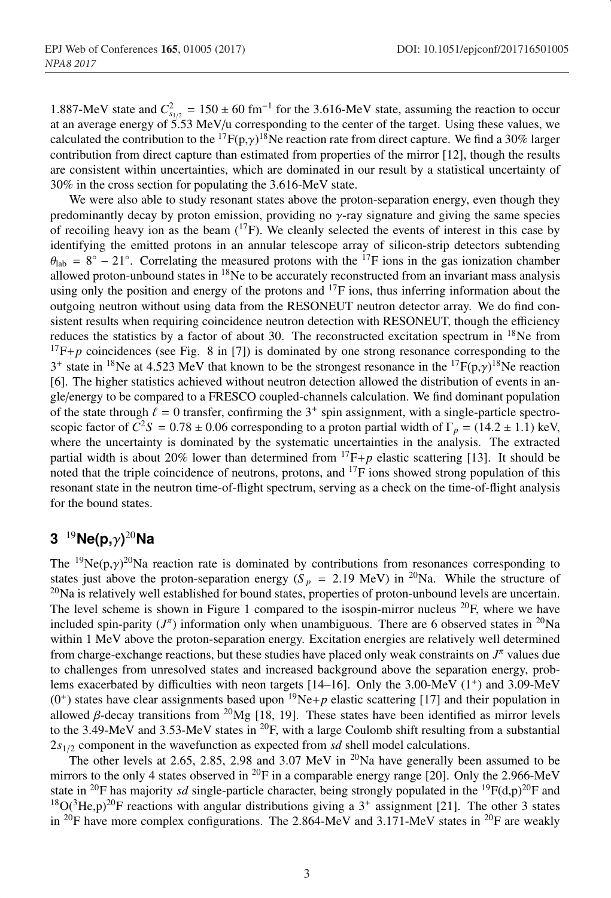1.887-MeV state and $C^2_{s_{1/2}} = 150 \pm 60$ fm$^{-1}$ for the 3.616-MeV state, assuming the reaction to occur at an average energy of 5.53 MeV/u corresponding to the center of the target. Using these values, we calculated the contribution to the $^{17}$F(p,$\gamma$)$^{18}$Ne reaction rate from direct capture. We find a 30% larger contribution from direct capture than estimated from properties of the mirror [12], though the results are consistent within uncertainties, which are dominated in our result by a statistical uncertainty of 30% in the cross section for populating the 3.616-MeV state.

We were also able to study resonant states above the proton-separation energy, even though they predominantly decay by proton emission, providing no $\gamma$-ray signature and giving the same species of recoiling heavy ion as the beam ($^{17}$F). We cleanly selected the events of interest in this case by identifying the emitted protons in an annular telescope array of silicon-strip detectors subtending $\theta_{\rm lab} = 8^\circ - 21^\circ$. Correlating the measured protons with the $^{17}$F ions in the gas ionization chamber allowed proton-unbound states in $^{18}$Ne to be accurately reconstructed from an invariant mass analysis using only the position and energy of the protons and $^{17}$F ions, thus inferring information about the outgoing neutron without using data from the RESONEUT neutron detector array. We do find consistent results when requiring coincidence neutron detection with RESONEUT, though the efficiency reduces the statistics by a factor of about 30. The reconstructed excitation spectrum in $^{18}$Ne from $^{17}$F+$p$ coincidences (see Fig. 8 in [7]) is dominated by one strong resonance corresponding to the $3^+$ state in $^{18}$Ne at 4.523 MeV that known to be the strongest resonance in the $^{17}$F(p,$\gamma$)$^{18}$Ne reaction [6]. The higher statistics achieved without neutron detection allowed the distribution of events in angle/energy to be compared to a FRESCO coupled-channels calculation. We find dominant population of the state through $\ell = 0$ transfer, confirming the $3^+$ spin assignment, with a single-particle spectroscopic factor of $C^2S = 0.78 \pm 0.06$ corresponding to a proton partial width of $\Gamma_p = (14.2 \pm 1.1)$ keV, where the uncertainty is dominated by the systematic uncertainties in the analysis. The extracted partial width is about 20% lower than determined from $^{17}$F+$p$ elastic scattering [13]. It should be noted that the triple coincidence of neutrons, protons, and $^{17}$F ions showed strong population of this resonant state in the neutron time-of-flight spectrum, serving as a check on the time-of-flight analysis for the bound states.

## 3 $^{19}$Ne(p,$\gamma$)$^{20}$Na

The $^{19}$Ne(p,$\gamma$)$^{20}$Na reaction rate is dominated by contributions from resonances corresponding to states just above the proton-separation energy ($S_p$ = 2.19 MeV) in $^{20}$Na. While the structure of $^{20}$Na is relatively well established for bound states, properties of proton-unbound levels are uncertain. The level scheme is shown in Figure 1 compared to the isospin-mirror nucleus $^{20}$F, where we have included spin-parity ($J^\pi$) information only when unambiguous. There are 6 observed states in $^{20}$Na within 1 MeV above the proton-separation energy. Excitation energies are relatively well determined from charge-exchange reactions, but these studies have placed only weak constraints on $J^\pi$ values due to challenges from unresolved states and increased background above the separation energy, problems exacerbated by difficulties with neon targets [14–16]. Only the 3.00-MeV ($1^+$) and 3.09-MeV ($0^+$) states have clear assignments based upon $^{19}$Ne+$p$ elastic scattering [17] and their population in allowed $\beta$-decay transitions from $^{20}$Mg [18, 19]. These states have been identified as mirror levels to the 3.49-MeV and 3.53-MeV states in $^{20}$F, with a large Coulomb shift resulting from a substantial $2s_{1/2}$ component in the wavefunction as expected from *sd* shell model calculations.

The other levels at 2.65, 2.85, 2.98 and 3.07 MeV in $^{20}$Na have generally been assumed to be mirrors to the only 4 states observed in $^{20}$F in a comparable energy range [20]. Only the 2.966-MeV state in $^{20}$F has majority *sd* single-particle character, being strongly populated in the $^{19}$F(d,p)$^{20}$F and $^{18}$O($^3$He,p)$^{20}$F reactions with angular distributions giving a $3^+$ assignment [21]. The other 3 states in $^{20}$F have more complex configurations. The 2.864-MeV and 3.171-MeV states in $^{20}$F are weakly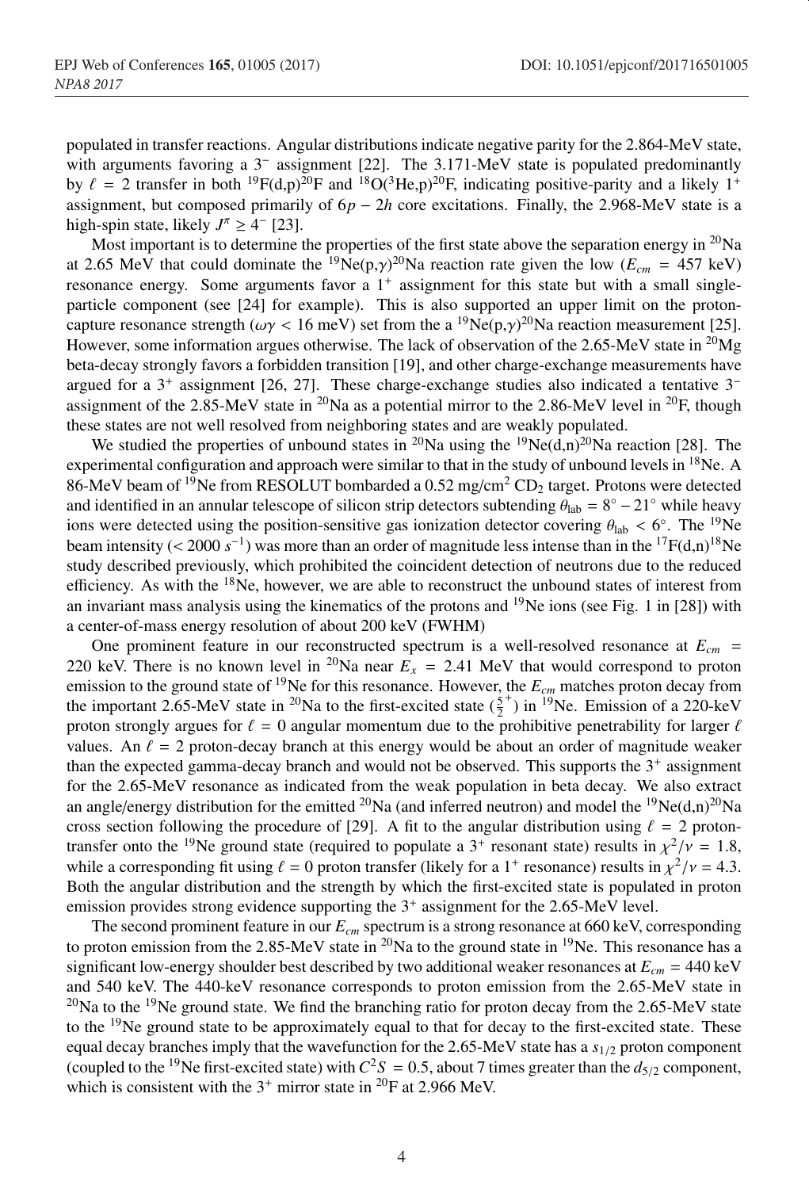populated in transfer reactions. Angular distributions indicate negative parity for the 2.864-MeV state, with arguments favoring a $3^-$ assignment [22]. The 3.171-MeV state is populated predominantly by $\ell = 2$ transfer in both $^{19}$F(d,p)$^{20}$F and $^{18}$O($^3$He,p)$^{20}$F, indicating positive-parity and a likely $1^+$ assignment, but composed primarily of $6p - 2h$ core excitations. Finally, the 2.968-MeV state is a high-spin state, likely $J^\pi \geq 4^-$ [23].

Most important is to determine the properties of the first state above the separation energy in $^{20}$Na at 2.65 MeV that could dominate the $^{19}$Ne(p,$\gamma$)$^{20}$Na reaction rate given the low ($E_{cm}$ = 457 keV) resonance energy. Some arguments favor a $1^+$ assignment for this state but with a small single-particle component (see [24] for example). This is also supported an upper limit on the proton-capture resonance strength ($\omega\gamma$ < 16 meV) set from the a $^{19}$Ne(p,$\gamma$)$^{20}$Na reaction measurement [25]. However, some information argues otherwise. The lack of observation of the 2.65-MeV state in $^{20}$Mg beta-decay strongly favors a forbidden transition [19], and other charge-exchange measurements have argued for a $3^+$ assignment [26, 27]. These charge-exchange studies also indicated a tentative $3^-$ assignment of the 2.85-MeV state in $^{20}$Na as a potential mirror to the 2.86-MeV level in $^{20}$F, though these states are not well resolved from neighboring states and are weakly populated.

We studied the properties of unbound states in $^{20}$Na using the $^{19}$Ne(d,n)$^{20}$Na reaction [28]. The experimental configuration and approach were similar to that in the study of unbound levels in $^{18}$Ne. A 86-MeV beam of $^{19}$Ne from RESOLUT bombarded a 0.52 mg/cm$^2$ $CD_2$ target. Protons were detected and identified in an annular telescope of silicon strip detectors subtending $\theta_{\rm lab} = 8^\circ - 21^\circ$ while heavy ions were detected using the position-sensitive gas ionization detector covering $\theta_{\rm lab} < 6^\circ$. The $^{19}$Ne beam intensity (< 2000 $s^{-1}$) was more than an order of magnitude less intense than in the $^{17}$F(d,n)$^{18}$Ne study described previously, which prohibited the coincident detection of neutrons due to the reduced efficiency. As with the $^{18}$Ne, however, we are able to reconstruct the unbound states of interest from an invariant mass analysis using the kinematics of the protons and $^{19}$Ne ions (see Fig. 1 in [28]) with a center-of-mass energy resolution of about 200 keV (FWHM)

One prominent feature in our reconstructed spectrum is a well-resolved resonance at $E_{cm}$ = 220 keV. There is no known level in $^{20}$Na near $E_x$ = 2.41 MeV that would correspond to proton emission to the ground state of $^{19}$Ne for this resonance. However, the $E_{cm}$ matches proton decay from the important 2.65-MeV state in $^{20}$Na to the first-excited state ($\frac{5}{2}^+$) in $^{19}$Ne. Emission of a 220-keV proton strongly argues for $\ell = 0$ angular momentum due to the prohibitive penetrability for larger $\ell$ values. An $\ell = 2$ proton-decay branch at this energy would be about an order of magnitude weaker than the expected gamma-decay branch and would not be observed. This supports the $3^+$ assignment for the 2.65-MeV resonance as indicated from the weak population in beta decay. We also extract an angle/energy distribution for the emitted $^{20}$Na (and inferred neutron) and model the $^{19}$Ne(d,n)$^{20}$Na cross section following the procedure of [29]. A fit to the angular distribution using $\ell = 2$ proton-transfer onto the $^{19}$Ne ground state (required to populate a $3^+$ resonant state) results in $\chi^2/\nu = 1.8$, while a corresponding fit using $\ell = 0$ proton transfer (likely for a $1^+$ resonance) results in $\chi^2/\nu = 4.3$. Both the angular distribution and the strength by which the first-excited state is populated in proton emission provides strong evidence supporting the $3^+$ assignment for the 2.65-MeV level.

The second prominent feature in our $E_{cm}$ spectrum is a strong resonance at 660 keV, corresponding to proton emission from the 2.85-MeV state in $^{20}$Na to the ground state in $^{19}$Ne. This resonance has a significant low-energy shoulder best described by two additional weaker resonances at $E_{cm}$ = 440 keV and 540 keV. The 440-keV resonance corresponds to proton emission from the 2.65-MeV state in $^{20}$Na to the $^{19}$Ne ground state. We find the branching ratio for proton decay from the 2.65-MeV state to the $^{19}$Ne ground state to be approximately equal to that for decay to the first-excited state. These equal decay branches imply that the wavefunction for the 2.65-MeV state has a $s_{1/2}$ proton component (coupled to the $^{19}$Ne first-excited state) with $C^2S = 0.5$, about 7 times greater than the $d_{5/2}$ component, which is consistent with the $3^+$ mirror state in $^{20}$F at 2.966 MeV.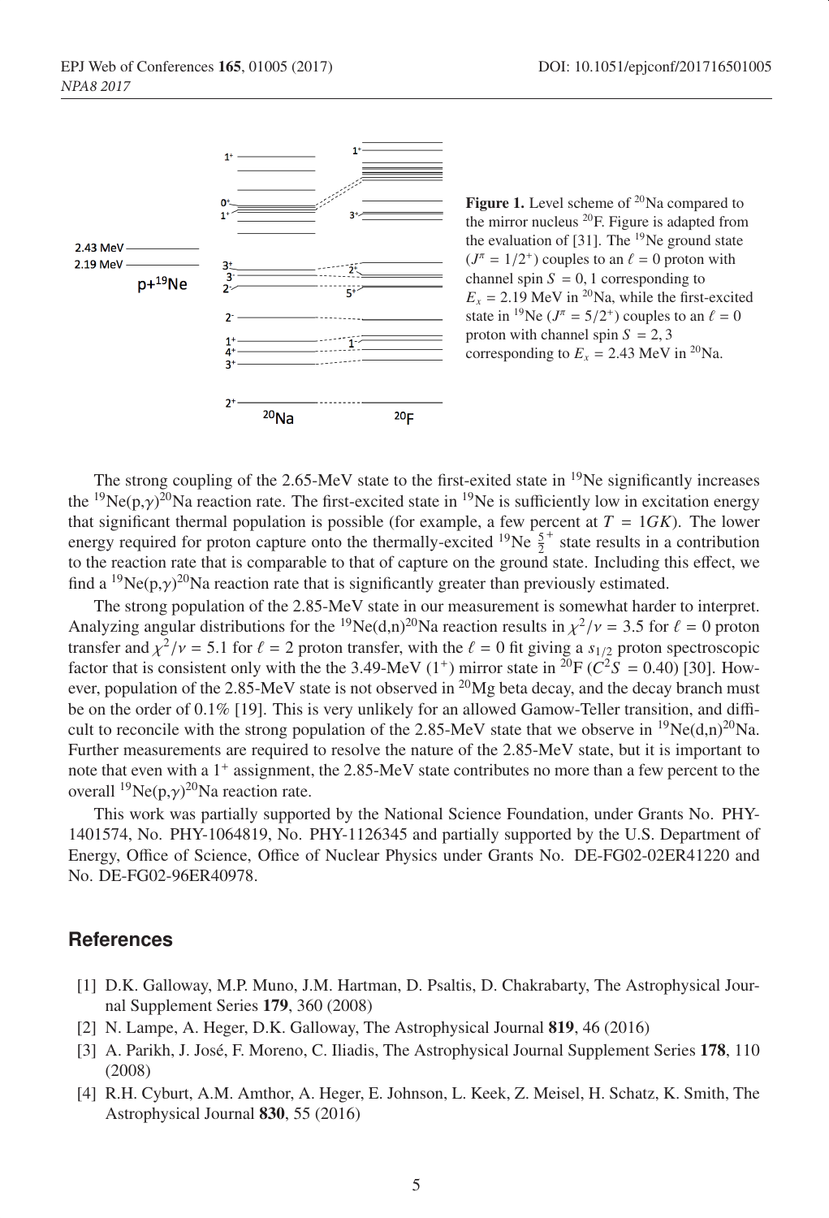**Figure 1.** Level scheme of $^{20}$Na compared to the mirror nucleus $^{20}$F. Figure is adapted from the evaluation of [31]. The $^{19}$Ne ground state ($J^\pi = 1/2^+$) couples to an $\ell = 0$ proton with channel spin $S = 0, 1$ corresponding to $E_x = 2.19$ MeV in $^{20}$Na, while the first-excited state in $^{19}$Ne ($J^\pi = 5/2^+$) couples to an $\ell = 0$ proton with channel spin $S = 2, 3$ corresponding to $E_x = 2.43$ MeV in $^{20}$Na.

The strong coupling of the 2.65-MeV state to the first-exited state in $^{19}$Ne significantly increases the $^{19}$Ne(p,$\gamma$)$^{20}$Na reaction rate. The first-excited state in $^{19}$Ne is sufficiently low in excitation energy that significant thermal population is possible (for example, a few percent at $T = 1GK$). The lower energy required for proton capture onto the thermally-excited $^{19}$Ne $\frac{5}{2}^+$ state results in a contribution to the reaction rate that is comparable to that of capture on the ground state. Including this effect, we find a $^{19}$Ne(p,$\gamma$)$^{20}$Na reaction rate that is significantly greater than previously estimated.

The strong population of the 2.85-MeV state in our measurement is somewhat harder to interpret. Analyzing angular distributions for the $^{19}$Ne(d,n)$^{20}$Na reaction results in $\chi^2/\nu = 3.5$ for $\ell = 0$ proton transfer and $\chi^2/\nu = 5.1$ for $\ell = 2$ proton transfer, with the $\ell = 0$ fit giving a $s_{1/2}$ proton spectroscopic factor that is consistent only with the the 3.49-MeV ($1^+$) mirror state in $^{20}$F ($C^2S = 0.40$) [30]. However, population of the 2.85-MeV state is not observed in $^{20}$Mg beta decay, and the decay branch must be on the order of 0.1% [19]. This is very unlikely for an allowed Gamow-Teller transition, and difficult to reconcile with the strong population of the 2.85-MeV state that we observe in $^{19}$Ne(d,n)$^{20}$Na. Further measurements are required to resolve the nature of the 2.85-MeV state, but it is important to note that even with a $1^+$ assignment, the 2.85-MeV state contributes no more than a few percent to the overall $^{19}$Ne(p,$\gamma$)$^{20}$Na reaction rate.

This work was partially supported by the National Science Foundation, under Grants No. PHY-1401574, No. PHY-1064819, No. PHY-1126345 and partially supported by the U.S. Department of Energy, Office of Science, Office of Nuclear Physics under Grants No. DE-FG02-02ER41220 and No. DE-FG02-96ER40978.

## References

[1] D.K. Galloway, M.P. Muno, J.M. Hartman, D. Psaltis, D. Chakrabarty, The Astrophysical Journal Supplement Series **179**, 360 (2008)

[2] N. Lampe, A. Heger, D.K. Galloway, The Astrophysical Journal **819**, 46 (2016)

[3] A. Parikh, J. José, F. Moreno, C. Iliadis, The Astrophysical Journal Supplement Series **178**, 110 (2008)

[4] R.H. Cyburt, A.M. Amthor, A. Heger, E. Johnson, L. Keek, Z. Meisel, H. Schatz, K. Smith, The Astrophysical Journal **830**, 55 (2016)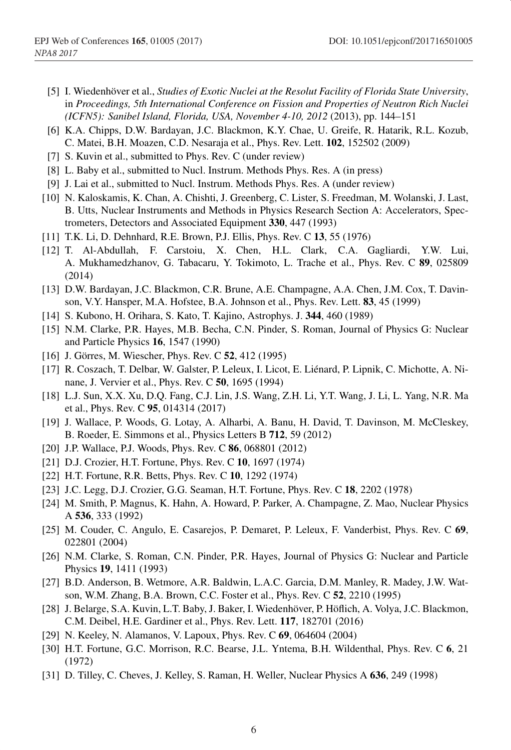[5] I. Wiedenhöver et al., *Studies of Exotic Nuclei at the Resolut Facility of Florida State University*, in *Proceedings, 5th International Conference on Fission and Properties of Neutron Rich Nuclei (ICFN5): Sanibel Island, Florida, USA, November 4-10, 2012* (2013), pp. 144–151

[6] K.A. Chipps, D.W. Bardayan, J.C. Blackmon, K.Y. Chae, U. Greife, R. Hatarik, R.L. Kozub, C. Matei, B.H. Moazen, C.D. Nesaraja et al., Phys. Rev. Lett. **102**, 152502 (2009)

[7] S. Kuvin et al., submitted to Phys. Rev. C (under review)

[8] L. Baby et al., submitted to Nucl. Instrum. Methods Phys. Res. A (in press)

[9] J. Lai et al., submitted to Nucl. Instrum. Methods Phys. Res. A (under review)

[10] N. Kaloskamis, K. Chan, A. Chishti, J. Greenberg, C. Lister, S. Freedman, M. Wolanski, J. Last, B. Utts, Nuclear Instruments and Methods in Physics Research Section A: Accelerators, Spectrometers, Detectors and Associated Equipment **330**, 447 (1993)

[11] T.K. Li, D. Dehnhard, R.E. Brown, P.J. Ellis, Phys. Rev. C **13**, 55 (1976)

[12] T. Al-Abdullah, F. Carstoiu, X. Chen, H.L. Clark, C.A. Gagliardi, Y.W. Lui, A. Mukhamedzhanov, G. Tabacaru, Y. Tokimoto, L. Trache et al., Phys. Rev. C **89**, 025809 (2014)

[13] D.W. Bardayan, J.C. Blackmon, C.R. Brune, A.E. Champagne, A.A. Chen, J.M. Cox, T. Davinson, V.Y. Hansper, M.A. Hofstee, B.A. Johnson et al., Phys. Rev. Lett. **83**, 45 (1999)

[14] S. Kubono, H. Orihara, S. Kato, T. Kajino, Astrophys. J. **344**, 460 (1989)

[15] N.M. Clarke, P.R. Hayes, M.B. Becha, C.N. Pinder, S. Roman, Journal of Physics G: Nuclear and Particle Physics **16**, 1547 (1990)

[16] J. Görres, M. Wiescher, Phys. Rev. C **52**, 412 (1995)

[17] R. Coszach, T. Delbar, W. Galster, P. Leleux, I. Licot, E. Liénard, P. Lipnik, C. Michotte, A. Ninane, J. Vervier et al., Phys. Rev. C **50**, 1695 (1994)

[18] L.J. Sun, X.X. Xu, D.Q. Fang, C.J. Lin, J.S. Wang, Z.H. Li, Y.T. Wang, J. Li, L. Yang, N.R. Ma et al., Phys. Rev. C **95**, 014314 (2017)

[19] J. Wallace, P. Woods, G. Lotay, A. Alharbi, A. Banu, H. David, T. Davinson, M. McCleskey, B. Roeder, E. Simmons et al., Physics Letters B **712**, 59 (2012)

[20] J.P. Wallace, P.J. Woods, Phys. Rev. C **86**, 068801 (2012)

[21] D.J. Crozier, H.T. Fortune, Phys. Rev. C **10**, 1697 (1974)

[22] H.T. Fortune, R.R. Betts, Phys. Rev. C **10**, 1292 (1974)

[23] J.C. Legg, D.J. Crozier, G.G. Seaman, H.T. Fortune, Phys. Rev. C **18**, 2202 (1978)

[24] M. Smith, P. Magnus, K. Hahn, A. Howard, P. Parker, A. Champagne, Z. Mao, Nuclear Physics A **536**, 333 (1992)

[25] M. Couder, C. Angulo, E. Casarejos, P. Demaret, P. Leleux, F. Vanderbist, Phys. Rev. C **69**, 022801 (2004)

[26] N.M. Clarke, S. Roman, C.N. Pinder, P.R. Hayes, Journal of Physics G: Nuclear and Particle Physics **19**, 1411 (1993)

[27] B.D. Anderson, B. Wetmore, A.R. Baldwin, L.A.C. Garcia, D.M. Manley, R. Madey, J.W. Watson, W.M. Zhang, B.A. Brown, C.C. Foster et al., Phys. Rev. C **52**, 2210 (1995)

[28] J. Belarge, S.A. Kuvin, L.T. Baby, J. Baker, I. Wiedenhöver, P. Höflich, A. Volya, J.C. Blackmon, C.M. Deibel, H.E. Gardiner et al., Phys. Rev. Lett. **117**, 182701 (2016)

[29] N. Keeley, N. Alamanos, V. Lapoux, Phys. Rev. C **69**, 064604 (2004)

[30] H.T. Fortune, G.C. Morrison, R.C. Bearse, J.L. Yntema, B.H. Wildenthal, Phys. Rev. C **6**, 21 (1972)

[31] D. Tilley, C. Cheves, J. Kelley, S. Raman, H. Weller, Nuclear Physics A **636**, 249 (1998)